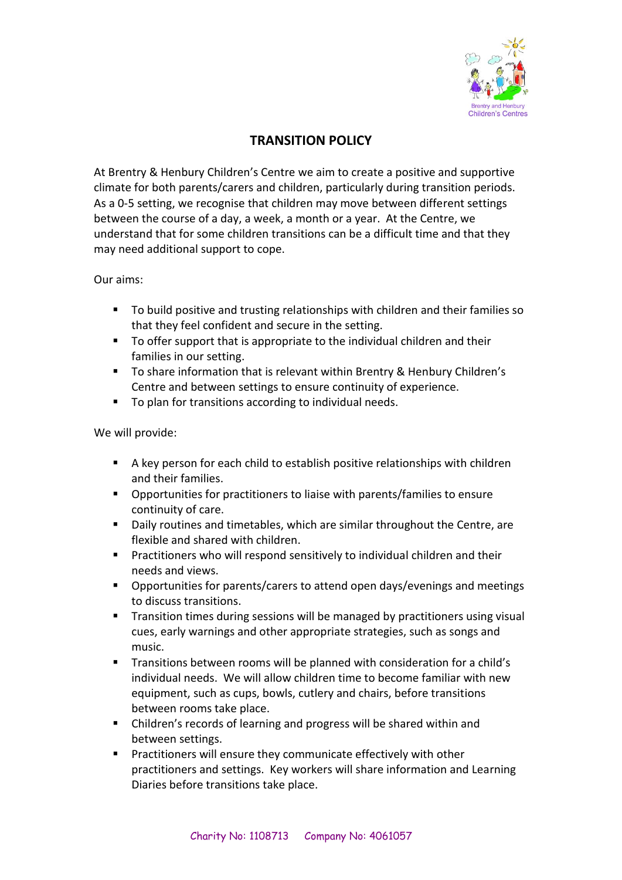# TRANSITION POLICY

At Brentry & Henbury Children's Centre we aim to create a positive and supportive climate for both parents/carers and children, particularly during transition periods. As a 0-5 setting, we recognise that children may move between different settings between the course of a day, a week, a month or a year. At the Centre, we understand that for some children transitions can be a difficult time and that they may need additional support to cope.

Our aims:

- To build positive and trusting relationships with children and their families so that they feel confident and secure in the setting.
- To offer support that is appropriate to the individual children and their families in our setting.
- To share information that is relevant within Brentry & Henbury Children's Centre and between settings to ensure continuity of experience.
- To plan for transitions according to individual needs.

We will provide:

- A key person for each child to establish positive relationships with children and their families.
- Opportunities for practitioners to liaise with parents/families to ensure continuity of care.
- Daily routines and timetables, which are similar throughout the Centre, are flexible and shared with children.
- Practitioners who will respond sensitively to individual children and their needs and views.
- Opportunities for parents/carers to attend open days/evenings and meetings to discuss transitions.
- Transition times during sessions will be managed by practitioners using visual cues, early warnings and other appropriate strategies, such as songs and music.
- Transitions between rooms will be planned with consideration for a child's individual needs. We will allow children time to become familiar with new equipment, such as cups, bowls, cutlery and chairs, before transitions between rooms take place.
- Children's records of learning and progress will be shared within and between settings.
- Practitioners will ensure they communicate effectively with other practitioners and settings. Key workers will share information and Learning Diaries before transitions take place.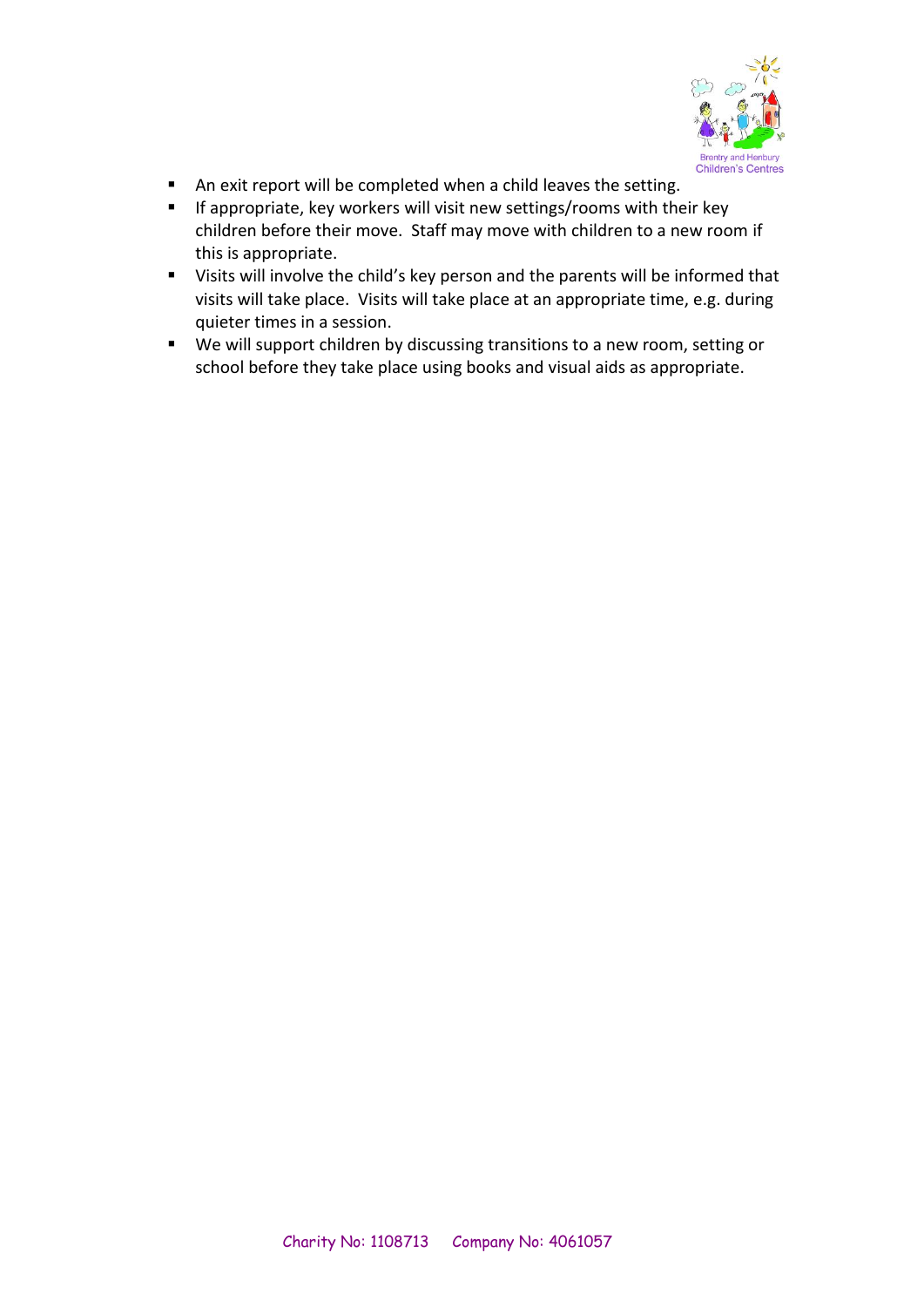- An exit report will be completed when a child leaves the setting.
- If appropriate, key workers will visit new settings/rooms with their key children before their move. Staff may move with children to a new room if this is appropriate.
- Visits will involve the child's key person and the parents will be informed that visits will take place. Visits will take place at an appropriate time, e.g. during quieter times in a session.
- We will support children by discussing transitions to a new room, setting or school before they take place using books and visual aids as appropriate.